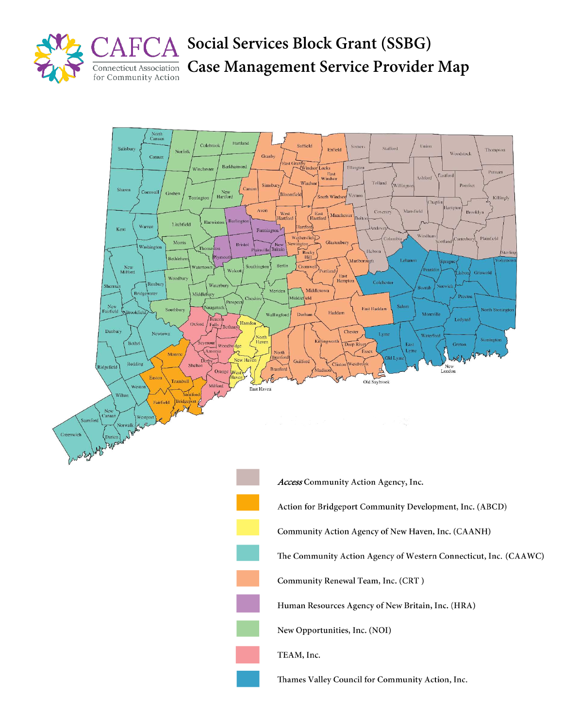# Social Services Block Grant (SSBG) Case Management Service Provider Map

CAFCA
Connecticut Association for Community Action

- *Access* Community Action Agency, Inc.
- Action for Bridgeport Community Development, Inc. (ABCD)
- Community Action Agency of New Haven, Inc. (CAANH)
- The Community Action Agency of Western Connecticut, Inc. (CAAWC)
- Community Renewal Team, Inc. (CRT )
- Human Resources Agency of New Britain, Inc. (HRA)
- New Opportunities, Inc. (NOI)
- TEAM, Inc.
- Thames Valley Council for Community Action, Inc.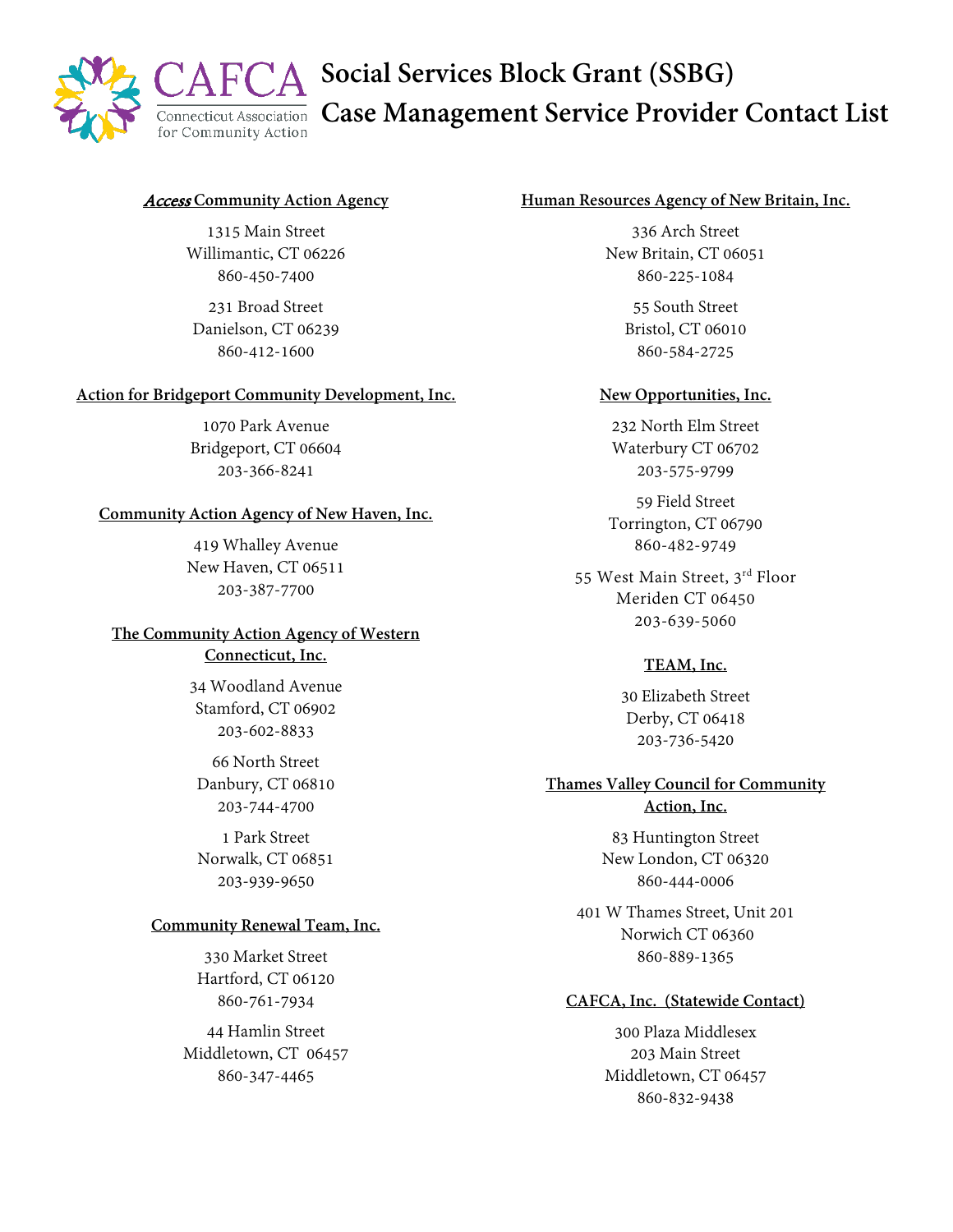# Social Services Block Grant (SSBG) Case Management Service Provider Contact List

CAFCA
Connecticut Association for Community Action

**_Access_ Community Action Agency**

1315 Main Street
Willimantic, CT 06226
860-450-7400

231 Broad Street
Danielson, CT 06239
860-412-1600

**Action for Bridgeport Community Development, Inc.**

1070 Park Avenue
Bridgeport, CT 06604
203-366-8241

**Community Action Agency of New Haven, Inc.**

419 Whalley Avenue
New Haven, CT 06511
203-387-7700

**The Community Action Agency of Western Connecticut, Inc.**

34 Woodland Avenue
Stamford, CT 06902
203-602-8833

66 North Street
Danbury, CT 06810
203-744-4700

1 Park Street
Norwalk, CT 06851
203-939-9650

**Community Renewal Team, Inc.**

330 Market Street
Hartford, CT 06120
860-761-7934

44 Hamlin Street
Middletown, CT 06457
860-347-4465

**Human Resources Agency of New Britain, Inc.**

336 Arch Street
New Britain, CT 06051
860-225-1084

55 South Street
Bristol, CT 06010
860-584-2725

**New Opportunities, Inc.**

232 North Elm Street
Waterbury CT 06702
203-575-9799

59 Field Street
Torrington, CT 06790
860-482-9749

55 West Main Street, 3rd Floor
Meriden CT 06450
203-639-5060

**TEAM, Inc.**

30 Elizabeth Street
Derby, CT 06418
203-736-5420

**Thames Valley Council for Community Action, Inc.**

83 Huntington Street
New London, CT 06320
860-444-0006

401 W Thames Street, Unit 201
Norwich CT 06360
860-889-1365

**CAFCA, Inc. (Statewide Contact)**

300 Plaza Middlesex
203 Main Street
Middletown, CT 06457
860-832-9438